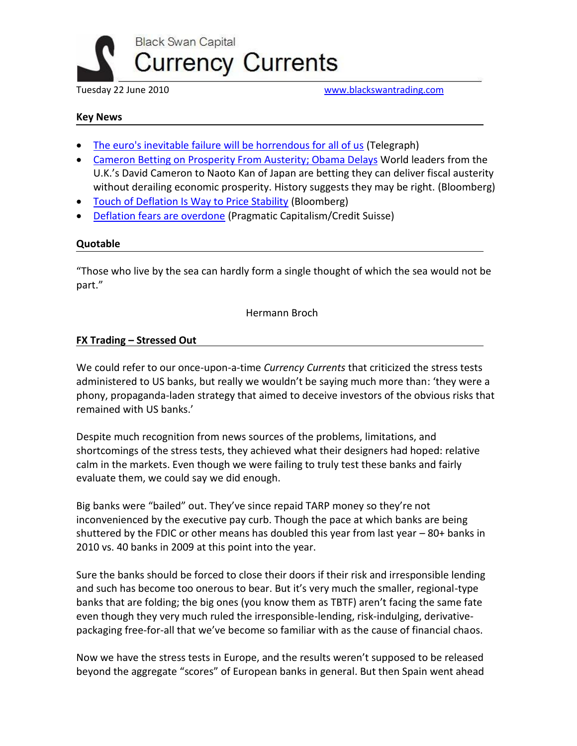Black Swan Capital

# Currency Currents

Tuesday 22 June 2010 www.blackswantrading.com

## Key News

- The euro's inevitable failure will be horrendous for all of us (Telegraph)
- Cameron Betting on Prosperity From Austerity; Obama Delays World leaders from the U.K.'s David Cameron to Naoto Kan of Japan are betting they can deliver fiscal austerity without derailing economic prosperity. History suggests they may be right. (Bloomberg)
- Touch of Deflation Is Way to Price Stability (Bloomberg)
- Deflation fears are overdone (Pragmatic Capitalism/Credit Suisse)

## Quotable

"Those who live by the sea can hardly form a single thought of which the sea would not be part."

Hermann Broch

## FX Trading – Stressed Out

We could refer to our once-upon-a-time *Currency Currents* that criticized the stress tests administered to US banks, but really we wouldn't be saying much more than: 'they were a phony, propaganda-laden strategy that aimed to deceive investors of the obvious risks that remained with US banks.'

Despite much recognition from news sources of the problems, limitations, and shortcomings of the stress tests, they achieved what their designers had hoped: relative calm in the markets. Even though we were failing to truly test these banks and fairly evaluate them, we could say we did enough.

Big banks were "bailed" out. They've since repaid TARP money so they're not inconvenienced by the executive pay curb. Though the pace at which banks are being shuttered by the FDIC or other means has doubled this year from last year – 80+ banks in 2010 vs. 40 banks in 2009 at this point into the year.

Sure the banks should be forced to close their doors if their risk and irresponsible lending and such has become too onerous to bear. But it's very much the smaller, regional-type banks that are folding; the big ones (you know them as TBTF) aren't facing the same fate even though they very much ruled the irresponsible-lending, risk-indulging, derivative-packaging free-for-all that we've become so familiar with as the cause of financial chaos.

Now we have the stress tests in Europe, and the results weren't supposed to be released beyond the aggregate "scores" of European banks in general. But then Spain went ahead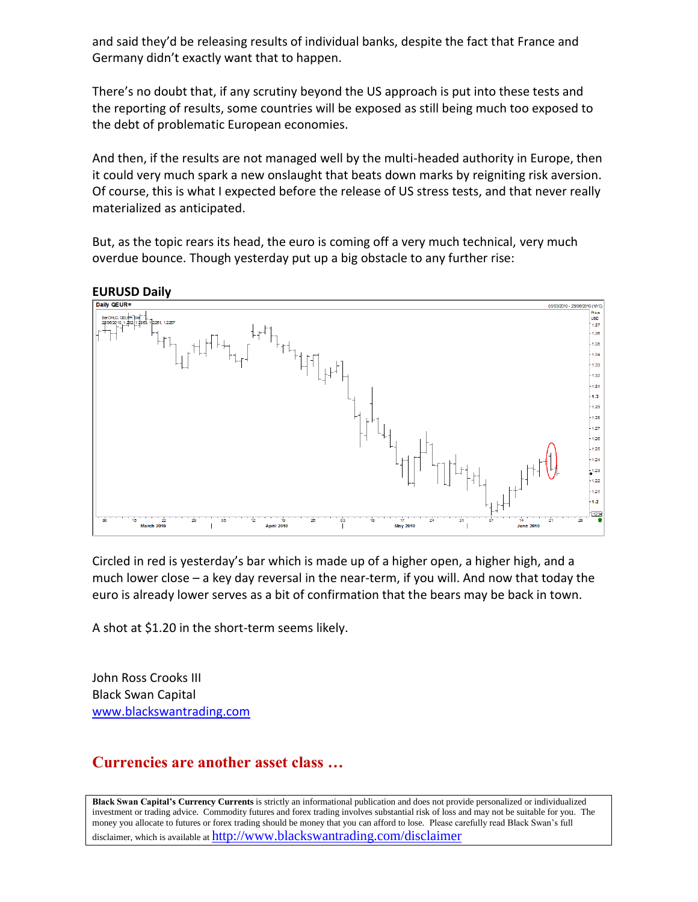and said they'd be releasing results of individual banks, despite the fact that France and Germany didn't exactly want that to happen.

There's no doubt that, if any scrutiny beyond the US approach is put into these tests and the reporting of results, some countries will be exposed as still being much too exposed to the debt of problematic European economies.

And then, if the results are not managed well by the multi-headed authority in Europe, then it could very much spark a new onslaught that beats down marks by reigniting risk aversion. Of course, this is what I expected before the release of US stress tests, and that never really materialized as anticipated.

But, as the topic rears its head, the euro is coming off a very much technical, very much overdue bounce. Though yesterday put up a big obstacle to any further rise:

**EURUSD Daily**

Circled in red is yesterday's bar which is made up of a higher open, a higher high, and a much lower close – a key day reversal in the near-term, if you will. And now that today the euro is already lower serves as a bit of confirmation that the bears may be back in town.

A shot at $1.20 in the short-term seems likely.

John Ross Crooks III
Black Swan Capital
[www.blackswantrading.com](www.blackswantrading.com)

## Currencies are another asset class …

**Black Swan Capital's Currency Currents** is strictly an informational publication and does not provide personalized or individualized investment or trading advice. Commodity futures and forex trading involves substantial risk of loss and may not be suitable for you. The money you allocate to futures or forex trading should be money that you can afford to lose. Please carefully read Black Swan's full disclaimer, which is available at [http://www.blackswantrading.com/disclaimer](http://www.blackswantrading.com/disclaimer)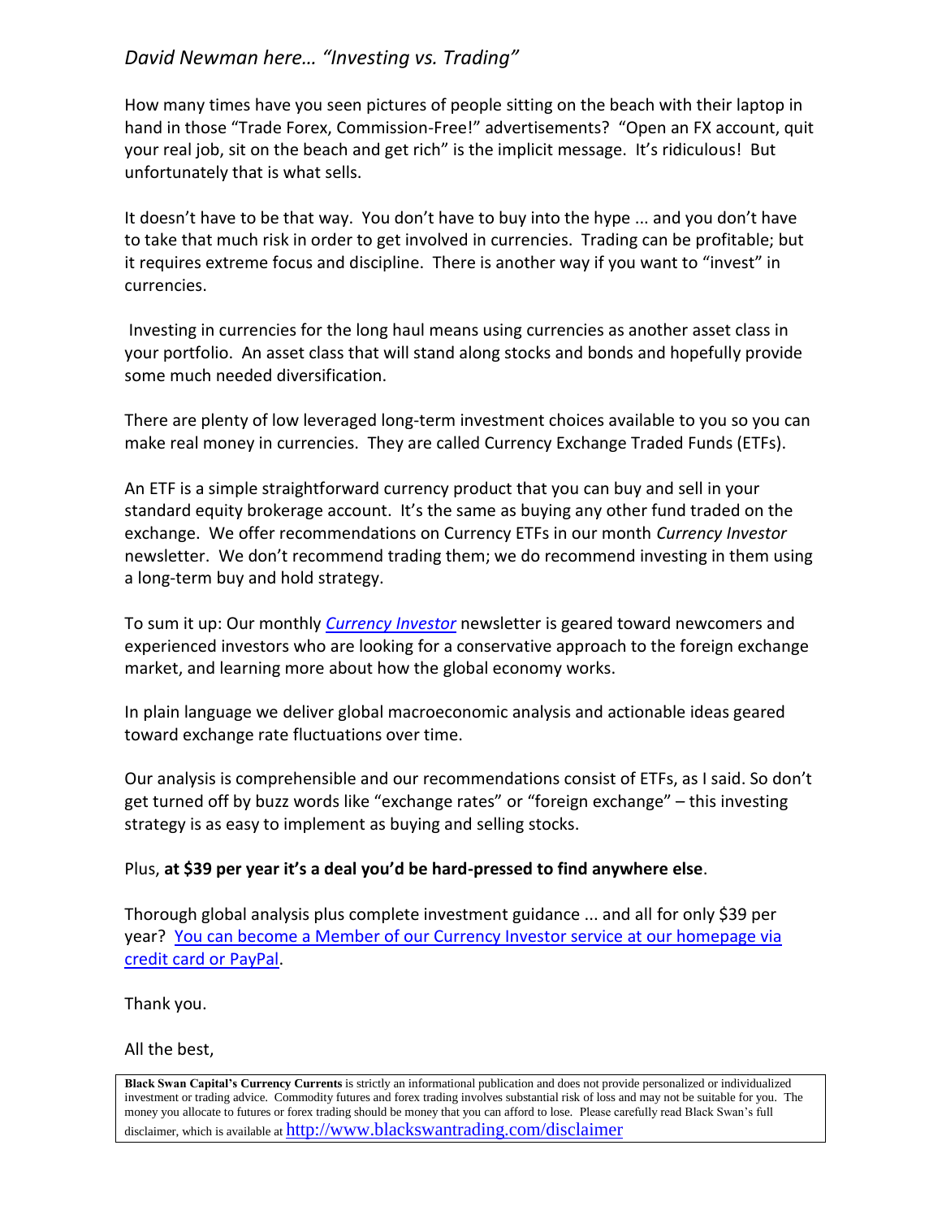*David Newman here… "Investing vs. Trading"*

How many times have you seen pictures of people sitting on the beach with their laptop in hand in those "Trade Forex, Commission-Free!" advertisements? "Open an FX account, quit your real job, sit on the beach and get rich" is the implicit message. It's ridiculous! But unfortunately that is what sells.

It doesn't have to be that way. You don't have to buy into the hype ... and you don't have to take that much risk in order to get involved in currencies. Trading can be profitable; but it requires extreme focus and discipline. There is another way if you want to "invest" in currencies.

Investing in currencies for the long haul means using currencies as another asset class in your portfolio. An asset class that will stand along stocks and bonds and hopefully provide some much needed diversification.

There are plenty of low leveraged long-term investment choices available to you so you can make real money in currencies. They are called Currency Exchange Traded Funds (ETFs).

An ETF is a simple straightforward currency product that you can buy and sell in your standard equity brokerage account. It's the same as buying any other fund traded on the exchange. We offer recommendations on Currency ETFs in our month *Currency Investor* newsletter. We don't recommend trading them; we do recommend investing in them using a long-term buy and hold strategy.

To sum it up: Our monthly *Currency Investor* newsletter is geared toward newcomers and experienced investors who are looking for a conservative approach to the foreign exchange market, and learning more about how the global economy works.

In plain language we deliver global macroeconomic analysis and actionable ideas geared toward exchange rate fluctuations over time.

Our analysis is comprehensible and our recommendations consist of ETFs, as I said. So don't get turned off by buzz words like "exchange rates" or "foreign exchange" – this investing strategy is as easy to implement as buying and selling stocks.

Plus, **at $39 per year it's a deal you'd be hard-pressed to find anywhere else**.

Thorough global analysis plus complete investment guidance ... and all for only $39 per year? You can become a Member of our Currency Investor service at our homepage via credit card or PayPal.

Thank you.

All the best,

**Black Swan Capital's Currency Currents** is strictly an informational publication and does not provide personalized or individualized investment or trading advice. Commodity futures and forex trading involves substantial risk of loss and may not be suitable for you. The money you allocate to futures or forex trading should be money that you can afford to lose. Please carefully read Black Swan's full disclaimer, which is available at http://www.blackswantrading.com/disclaimer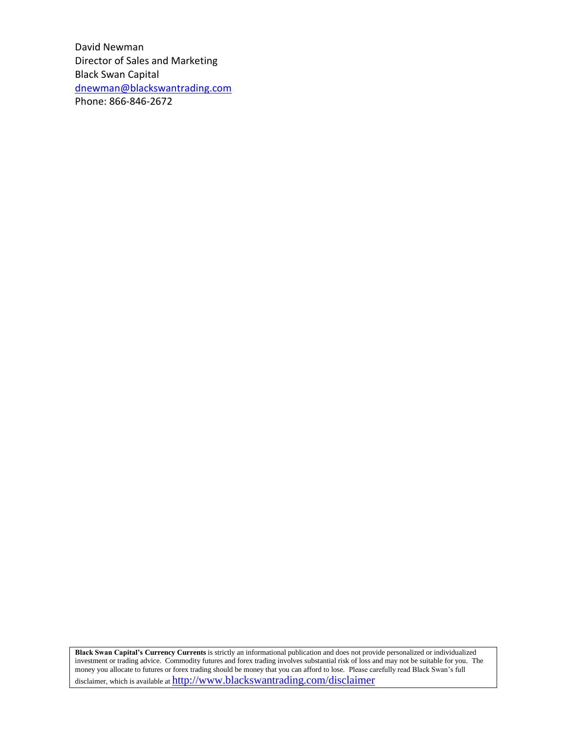David Newman  
Director of Sales and Marketing  
Black Swan Capital  
dnewman@blackswantrading.com  
Phone: 866-846-2672

**Black Swan Capital's Currency Currents** is strictly an informational publication and does not provide personalized or individualized investment or trading advice. Commodity futures and forex trading involves substantial risk of loss and may not be suitable for you. The money you allocate to futures or forex trading should be money that you can afford to lose. Please carefully read Black Swan's full disclaimer, which is available at http://www.blackswantrading.com/disclaimer